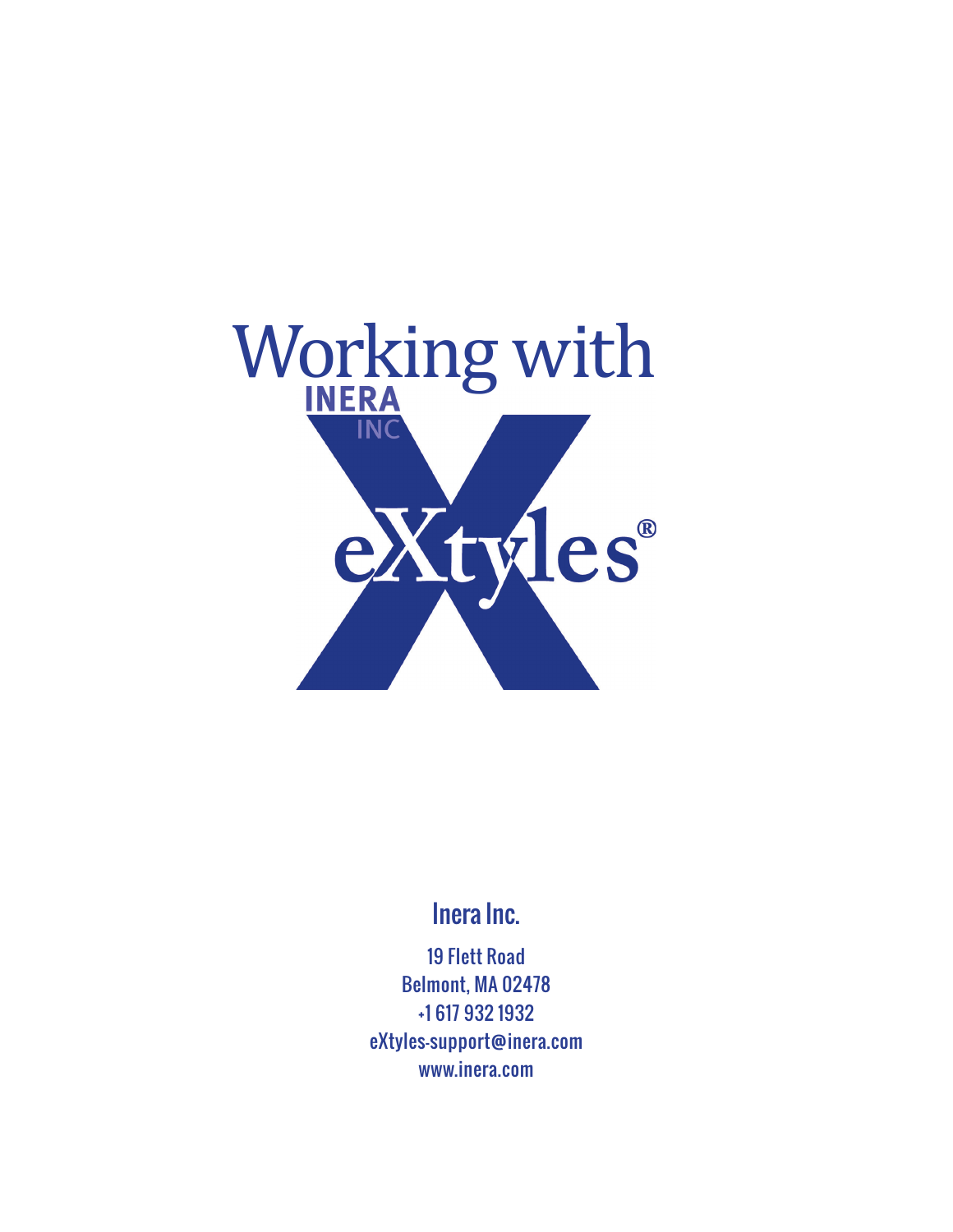# Working with eXtyles®

INERA INC

## Inera Inc.

19 Flett Road
Belmont, MA 02478
+1 617 932 1932
eXtyles-support@inera.com
www.inera.com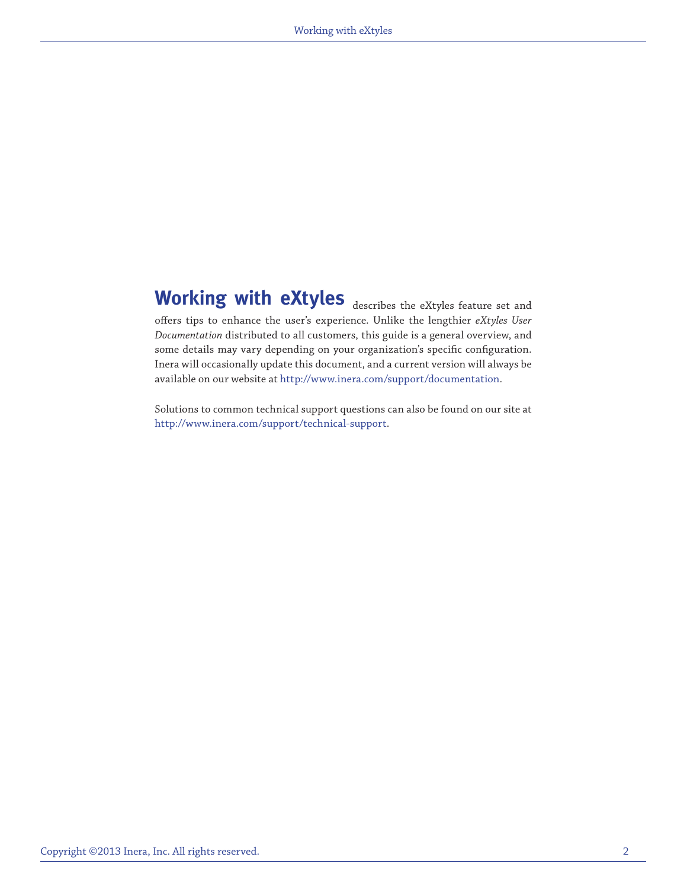**Working with eXtyles** describes the eXtyles feature set and offers tips to enhance the user's experience. Unlike the lengthier *eXtyles User Documentation* distributed to all customers, this guide is a general overview, and some details may vary depending on your organization's specific configuration. Inera will occasionally update this document, and a current version will always be available on our website at http://www.inera.com/support/documentation.

Solutions to common technical support questions can also be found on our site at http://www.inera.com/support/technical-support.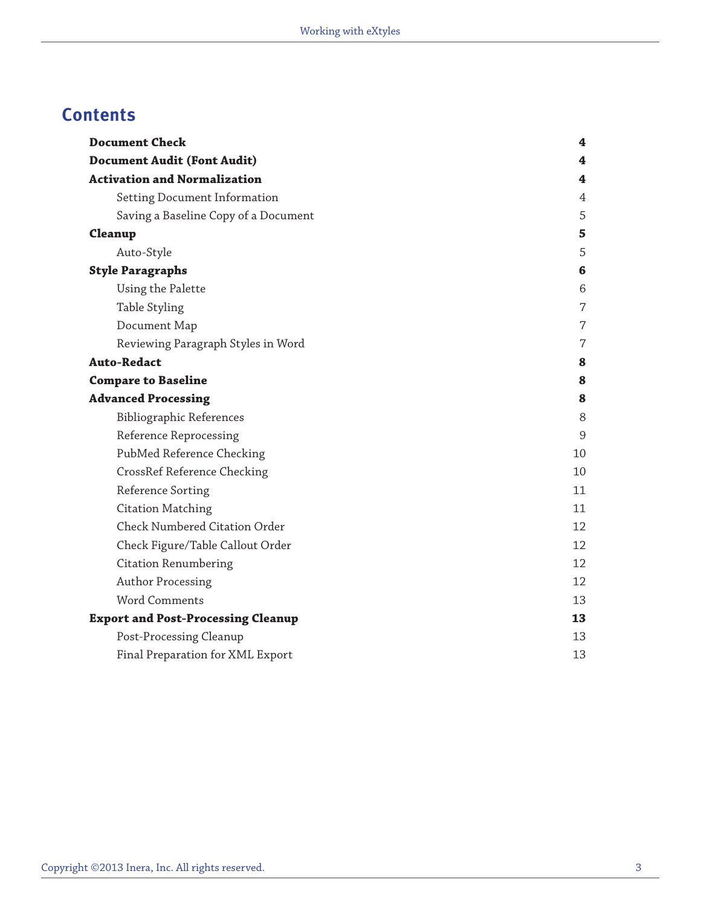# Contents

| | |
|---|---|
| **Document Check** | **4** |
| **Document Audit (Font Audit)** | **4** |
| **Activation and Normalization** | **4** |
| Setting Document Information | 4 |
| Saving a Baseline Copy of a Document | 5 |
| **Cleanup** | **5** |
| Auto-Style | 5 |
| **Style Paragraphs** | **6** |
| Using the Palette | 6 |
| Table Styling | 7 |
| Document Map | 7 |
| Reviewing Paragraph Styles in Word | 7 |
| **Auto-Redact** | **8** |
| **Compare to Baseline** | **8** |
| **Advanced Processing** | **8** |
| Bibliographic References | 8 |
| Reference Reprocessing | 9 |
| PubMed Reference Checking | 10 |
| CrossRef Reference Checking | 10 |
| Reference Sorting | 11 |
| Citation Matching | 11 |
| Check Numbered Citation Order | 12 |
| Check Figure/Table Callout Order | 12 |
| Citation Renumbering | 12 |
| Author Processing | 12 |
| Word Comments | 13 |
| **Export and Post-Processing Cleanup** | **13** |
| Post-Processing Cleanup | 13 |
| Final Preparation for XML Export | 13 |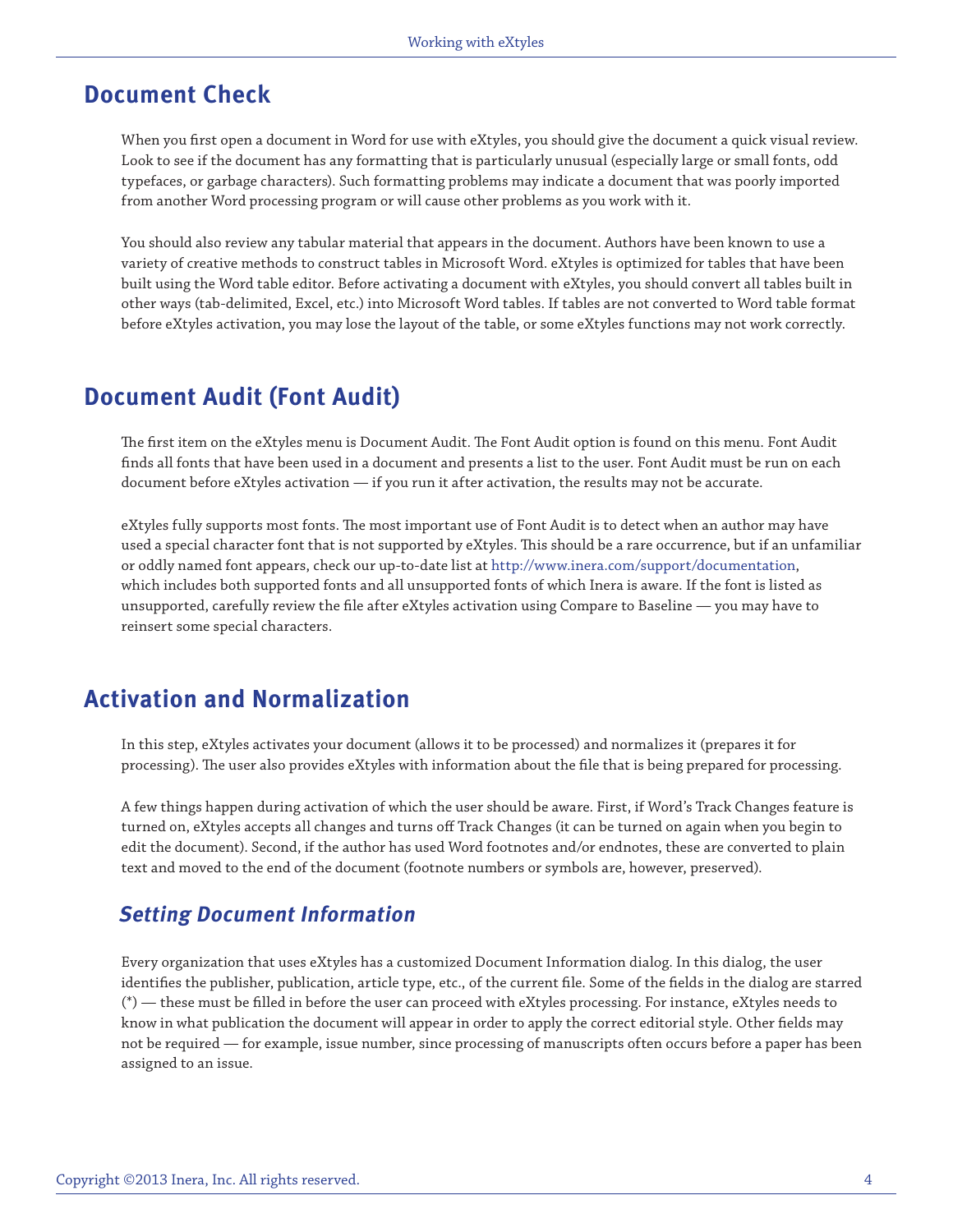## Document Check

When you first open a document in Word for use with eXtyles, you should give the document a quick visual review. Look to see if the document has any formatting that is particularly unusual (especially large or small fonts, odd typefaces, or garbage characters). Such formatting problems may indicate a document that was poorly imported from another Word processing program or will cause other problems as you work with it.

You should also review any tabular material that appears in the document. Authors have been known to use a variety of creative methods to construct tables in Microsoft Word. eXtyles is optimized for tables that have been built using the Word table editor. Before activating a document with eXtyles, you should convert all tables built in other ways (tab-delimited, Excel, etc.) into Microsoft Word tables. If tables are not converted to Word table format before eXtyles activation, you may lose the layout of the table, or some eXtyles functions may not work correctly.

## Document Audit (Font Audit)

The first item on the eXtyles menu is Document Audit. The Font Audit option is found on this menu. Font Audit finds all fonts that have been used in a document and presents a list to the user. Font Audit must be run on each document before eXtyles activation — if you run it after activation, the results may not be accurate.

eXtyles fully supports most fonts. The most important use of Font Audit is to detect when an author may have used a special character font that is not supported by eXtyles. This should be a rare occurrence, but if an unfamiliar or oddly named font appears, check our up-to-date list at http://www.inera.com/support/documentation, which includes both supported fonts and all unsupported fonts of which Inera is aware. If the font is listed as unsupported, carefully review the file after eXtyles activation using Compare to Baseline — you may have to reinsert some special characters.

## Activation and Normalization

In this step, eXtyles activates your document (allows it to be processed) and normalizes it (prepares it for processing). The user also provides eXtyles with information about the file that is being prepared for processing.

A few things happen during activation of which the user should be aware. First, if Word's Track Changes feature is turned on, eXtyles accepts all changes and turns off Track Changes (it can be turned on again when you begin to edit the document). Second, if the author has used Word footnotes and/or endnotes, these are converted to plain text and moved to the end of the document (footnote numbers or symbols are, however, preserved).

### *Setting Document Information*

Every organization that uses eXtyles has a customized Document Information dialog. In this dialog, the user identifies the publisher, publication, article type, etc., of the current file. Some of the fields in the dialog are starred (*) — these must be filled in before the user can proceed with eXtyles processing. For instance, eXtyles needs to know in what publication the document will appear in order to apply the correct editorial style. Other fields may not be required — for example, issue number, since processing of manuscripts often occurs before a paper has been assigned to an issue.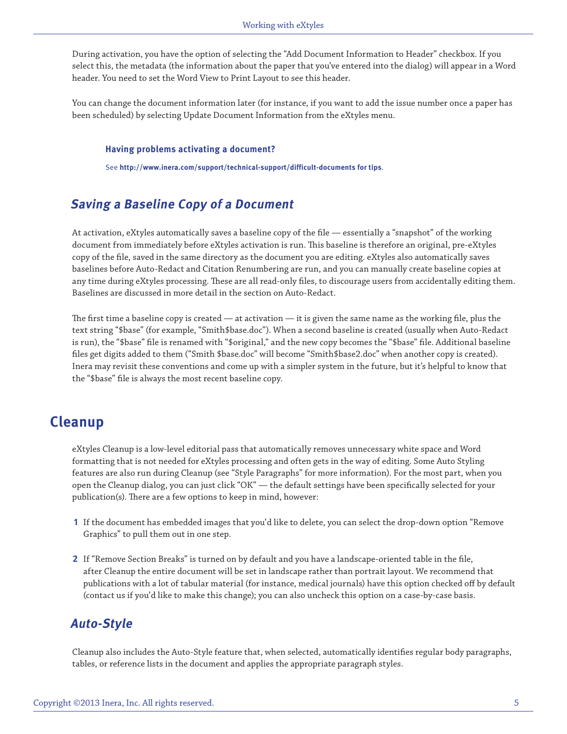During activation, you have the option of selecting the "Add Document Information to Header" checkbox. If you select this, the metadata (the information about the paper that you've entered into the dialog) will appear in a Word header. You need to set the Word View to Print Layout to see this header.

You can change the document information later (for instance, if you want to add the issue number once a paper has been scheduled) by selecting Update Document Information from the eXtyles menu.

> **Having problems activating a document?**
>
> See **http://www.inera.com/support/technical-support/difficult-documents for tips**.

### *Saving a Baseline Copy of a Document*

At activation, eXtyles automatically saves a baseline copy of the file — essentially a "snapshot" of the working document from immediately before eXtyles activation is run. This baseline is therefore an original, pre-eXtyles copy of the file, saved in the same directory as the document you are editing. eXtyles also automatically saves baselines before Auto-Redact and Citation Renumbering are run, and you can manually create baseline copies at any time during eXtyles processing. These are all read-only files, to discourage users from accidentally editing them. Baselines are discussed in more detail in the section on Auto-Redact.

The first time a baseline copy is created — at activation — it is given the same name as the working file, plus the text string "$base" (for example, "Smith$base.doc"). When a second baseline is created (usually when Auto-Redact is run), the "$base" file is renamed with "$original," and the new copy becomes the "$base" file. Additional baseline files get digits added to them ("Smith $base.doc" will become "Smith$base2.doc" when another copy is created). Inera may revisit these conventions and come up with a simpler system in the future, but it's helpful to know that the "$base" file is always the most recent baseline copy.

## Cleanup

eXtyles Cleanup is a low-level editorial pass that automatically removes unnecessary white space and Word formatting that is not needed for eXtyles processing and often gets in the way of editing. Some Auto Styling features are also run during Cleanup (see "Style Paragraphs" for more information). For the most part, when you open the Cleanup dialog, you can just click "OK" — the default settings have been specifically selected for your publication(s). There are a few options to keep in mind, however:

1. If the document has embedded images that you'd like to delete, you can select the drop-down option "Remove Graphics" to pull them out in one step.

2. If "Remove Section Breaks" is turned on by default and you have a landscape-oriented table in the file, after Cleanup the entire document will be set in landscape rather than portrait layout. We recommend that publications with a lot of tabular material (for instance, medical journals) have this option checked off by default (contact us if you'd like to make this change); you can also uncheck this option on a case-by-case basis.

### *Auto-Style*

Cleanup also includes the Auto-Style feature that, when selected, automatically identifies regular body paragraphs, tables, or reference lists in the document and applies the appropriate paragraph styles.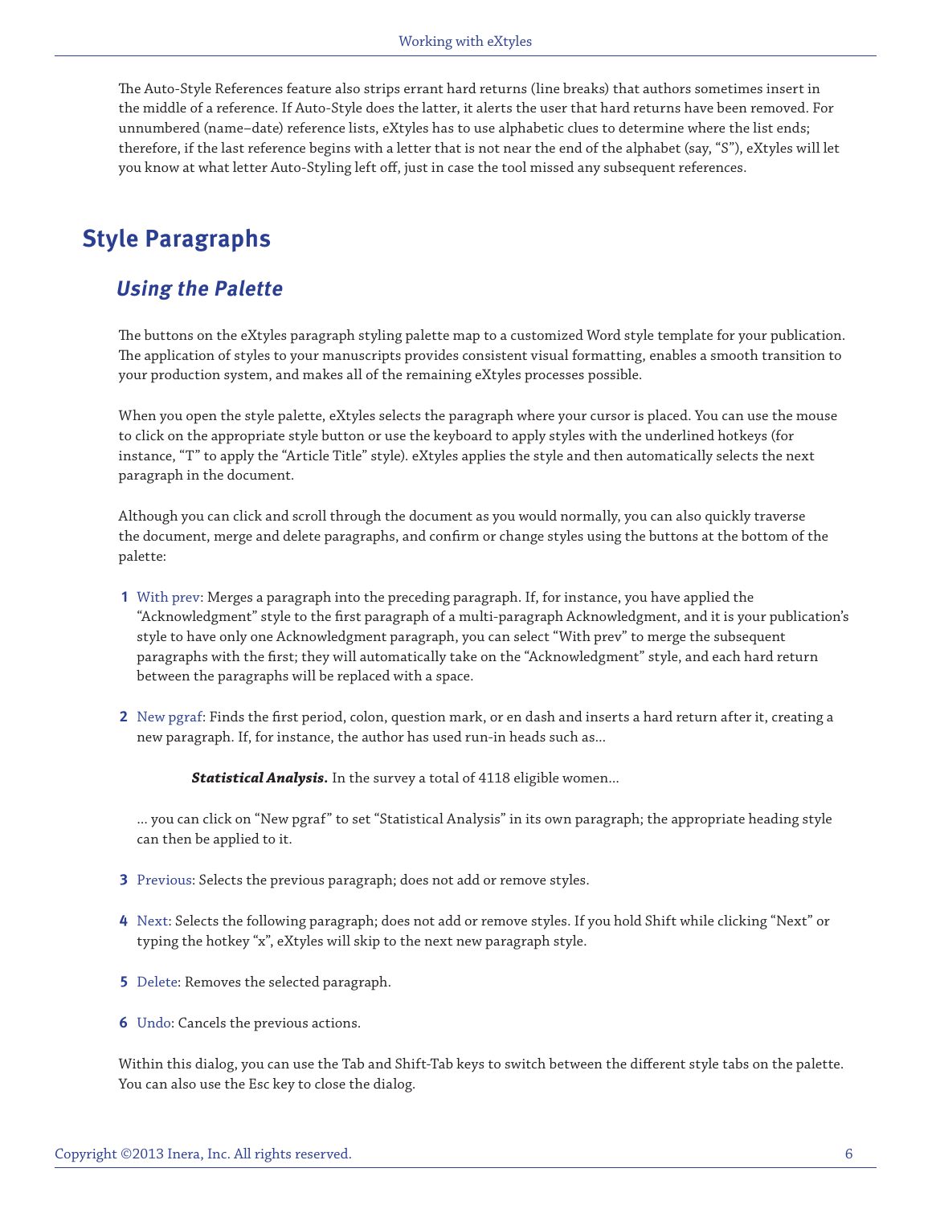The Auto-Style References feature also strips errant hard returns (line breaks) that authors sometimes insert in the middle of a reference. If Auto-Style does the latter, it alerts the user that hard returns have been removed. For unnumbered (name–date) reference lists, eXtyles has to use alphabetic clues to determine where the list ends; therefore, if the last reference begins with a letter that is not near the end of the alphabet (say, "S"), eXtyles will let you know at what letter Auto-Styling left off, just in case the tool missed any subsequent references.

## Style Paragraphs

### *Using the Palette*

The buttons on the eXtyles paragraph styling palette map to a customized Word style template for your publication. The application of styles to your manuscripts provides consistent visual formatting, enables a smooth transition to your production system, and makes all of the remaining eXtyles processes possible.

When you open the style palette, eXtyles selects the paragraph where your cursor is placed. You can use the mouse to click on the appropriate style button or use the keyboard to apply styles with the underlined hotkeys (for instance, "T" to apply the "Article Title" style). eXtyles applies the style and then automatically selects the next paragraph in the document.

Although you can click and scroll through the document as you would normally, you can also quickly traverse the document, merge and delete paragraphs, and confirm or change styles using the buttons at the bottom of the palette:

1. With prev: Merges a paragraph into the preceding paragraph. If, for instance, you have applied the "Acknowledgment" style to the first paragraph of a multi-paragraph Acknowledgment, and it is your publication's style to have only one Acknowledgment paragraph, you can select "With prev" to merge the subsequent paragraphs with the first; they will automatically take on the "Acknowledgment" style, and each hard return between the paragraphs will be replaced with a space.

2. New pgraf: Finds the first period, colon, question mark, or en dash and inserts a hard return after it, creating a new paragraph. If, for instance, the author has used run-in heads such as...

   > ***Statistical Analysis.*** In the survey a total of 4118 eligible women...

   ... you can click on "New pgraf" to set "Statistical Analysis" in its own paragraph; the appropriate heading style can then be applied to it.

3. Previous: Selects the previous paragraph; does not add or remove styles.

4. Next: Selects the following paragraph; does not add or remove styles. If you hold Shift while clicking "Next" or typing the hotkey "x", eXtyles will skip to the next new paragraph style.

5. Delete: Removes the selected paragraph.

6. Undo: Cancels the previous actions.

Within this dialog, you can use the Tab and Shift-Tab keys to switch between the different style tabs on the palette. You can also use the Esc key to close the dialog.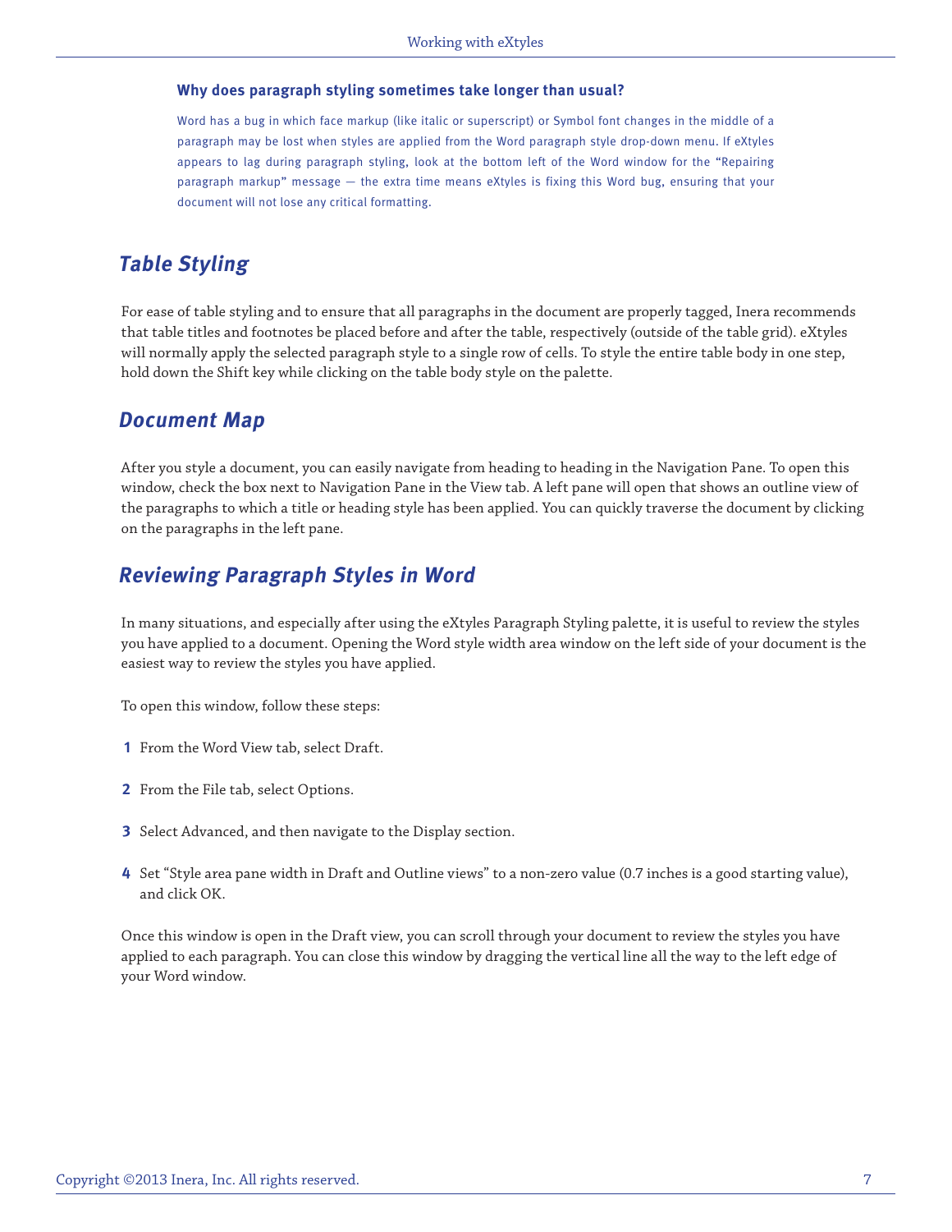### Why does paragraph styling sometimes take longer than usual?

Word has a bug in which face markup (like italic or superscript) or Symbol font changes in the middle of a paragraph may be lost when styles are applied from the Word paragraph style drop-down menu. If eXtyles appears to lag during paragraph styling, look at the bottom left of the Word window for the "Repairing paragraph markup" message — the extra time means eXtyles is fixing this Word bug, ensuring that your document will not lose any critical formatting.

## *Table Styling*

For ease of table styling and to ensure that all paragraphs in the document are properly tagged, Inera recommends that table titles and footnotes be placed before and after the table, respectively (outside of the table grid). eXtyles will normally apply the selected paragraph style to a single row of cells. To style the entire table body in one step, hold down the Shift key while clicking on the table body style on the palette.

## *Document Map*

After you style a document, you can easily navigate from heading to heading in the Navigation Pane. To open this window, check the box next to Navigation Pane in the View tab. A left pane will open that shows an outline view of the paragraphs to which a title or heading style has been applied. You can quickly traverse the document by clicking on the paragraphs in the left pane.

## *Reviewing Paragraph Styles in Word*

In many situations, and especially after using the eXtyles Paragraph Styling palette, it is useful to review the styles you have applied to a document. Opening the Word style width area window on the left side of your document is the easiest way to review the styles you have applied.

To open this window, follow these steps:

1. From the Word View tab, select Draft.
2. From the File tab, select Options.
3. Select Advanced, and then navigate to the Display section.
4. Set "Style area pane width in Draft and Outline views" to a non-zero value (0.7 inches is a good starting value), and click OK.

Once this window is open in the Draft view, you can scroll through your document to review the styles you have applied to each paragraph. You can close this window by dragging the vertical line all the way to the left edge of your Word window.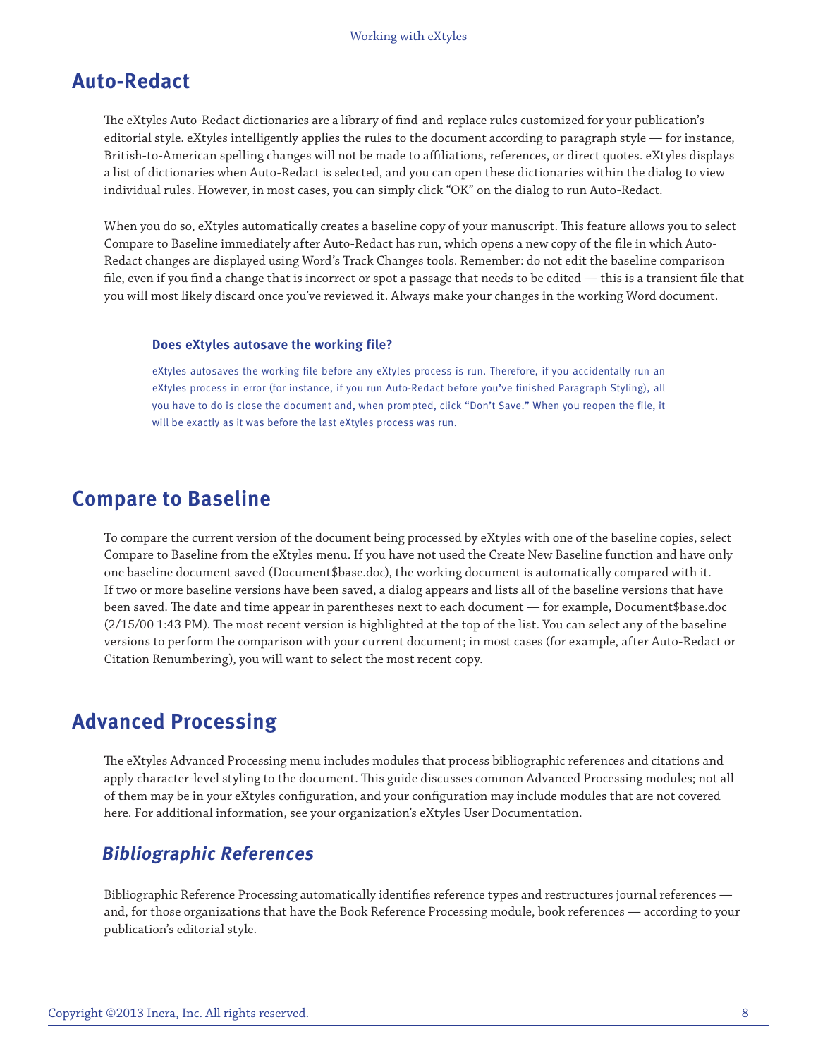## Auto-Redact

The eXtyles Auto-Redact dictionaries are a library of find-and-replace rules customized for your publication's editorial style. eXtyles intelligently applies the rules to the document according to paragraph style — for instance, British-to-American spelling changes will not be made to affiliations, references, or direct quotes. eXtyles displays a list of dictionaries when Auto-Redact is selected, and you can open these dictionaries within the dialog to view individual rules. However, in most cases, you can simply click "OK" on the dialog to run Auto-Redact.

When you do so, eXtyles automatically creates a baseline copy of your manuscript. This feature allows you to select Compare to Baseline immediately after Auto-Redact has run, which opens a new copy of the file in which Auto-Redact changes are displayed using Word's Track Changes tools. Remember: do not edit the baseline comparison file, even if you find a change that is incorrect or spot a passage that needs to be edited — this is a transient file that you will most likely discard once you've reviewed it. Always make your changes in the working Word document.

> **Does eXtyles autosave the working file?**
>
> eXtyles autosaves the working file before any eXtyles process is run. Therefore, if you accidentally run an eXtyles process in error (for instance, if you run Auto-Redact before you've finished Paragraph Styling), all you have to do is close the document and, when prompted, click "Don't Save." When you reopen the file, it will be exactly as it was before the last eXtyles process was run.

## Compare to Baseline

To compare the current version of the document being processed by eXtyles with one of the baseline copies, select Compare to Baseline from the eXtyles menu. If you have not used the Create New Baseline function and have only one baseline document saved (Document$base.doc), the working document is automatically compared with it. If two or more baseline versions have been saved, a dialog appears and lists all of the baseline versions that have been saved. The date and time appear in parentheses next to each document — for example, Document$base.doc (2/15/00 1:43 PM). The most recent version is highlighted at the top of the list. You can select any of the baseline versions to perform the comparison with your current document; in most cases (for example, after Auto-Redact or Citation Renumbering), you will want to select the most recent copy.

## Advanced Processing

The eXtyles Advanced Processing menu includes modules that process bibliographic references and citations and apply character-level styling to the document. This guide discusses common Advanced Processing modules; not all of them may be in your eXtyles configuration, and your configuration may include modules that are not covered here. For additional information, see your organization's eXtyles User Documentation.

### *Bibliographic References*

Bibliographic Reference Processing automatically identifies reference types and restructures journal references — and, for those organizations that have the Book Reference Processing module, book references — according to your publication's editorial style.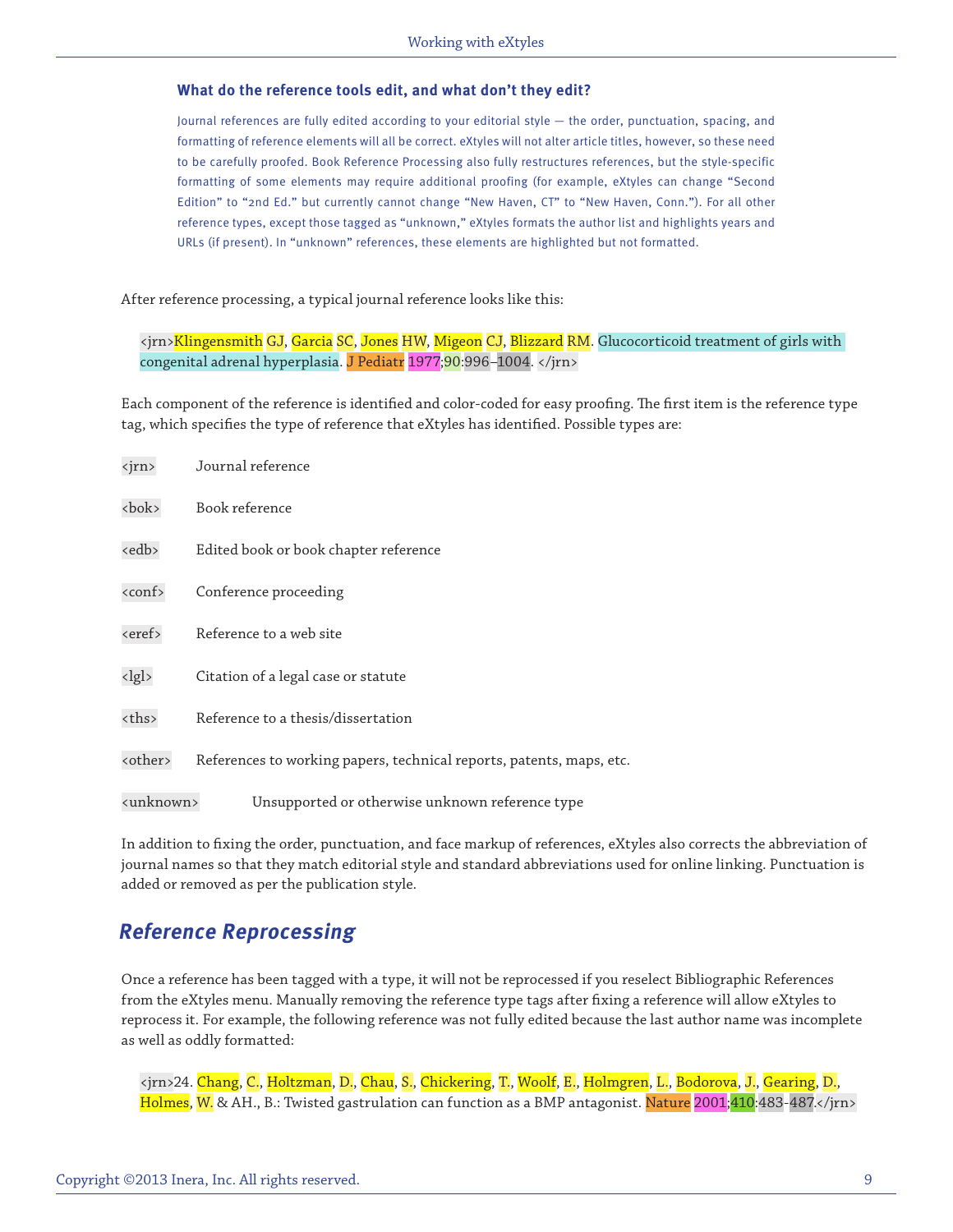### What do the reference tools edit, and what don't they edit?

Journal references are fully edited according to your editorial style — the order, punctuation, spacing, and formatting of reference elements will all be correct. eXtyles will not alter article titles, however, so these need to be carefully proofed. Book Reference Processing also fully restructures references, but the style-specific formatting of some elements may require additional proofing (for example, eXtyles can change "Second Edition" to "2nd Ed." but currently cannot change "New Haven, CT" to "New Haven, Conn."). For all other reference types, except those tagged as "unknown," eXtyles formats the author list and highlights years and URLs (if present). In "unknown" references, these elements are highlighted but not formatted.

After reference processing, a typical journal reference looks like this:

<jrn>Klingensmith GJ, Garcia SC, Jones HW, Migeon CJ, Blizzard RM. Glucocorticoid treatment of girls with congenital adrenal hyperplasia. J Pediatr 1977;90:996–1004. </jrn>

Each component of the reference is identified and color-coded for easy proofing. The first item is the reference type tag, which specifies the type of reference that eXtyles has identified. Possible types are:

| Tag | Description |
|---|---|
| <jrn> | Journal reference |
| <bok> | Book reference |
| <edb> | Edited book or book chapter reference |
| <conf> | Conference proceeding |
| <eref> | Reference to a web site |
| <lgl> | Citation of a legal case or statute |
| <ths> | Reference to a thesis/dissertation |
| <other> | References to working papers, technical reports, patents, maps, etc. |
| <unknown> | Unsupported or otherwise unknown reference type |

In addition to fixing the order, punctuation, and face markup of references, eXtyles also corrects the abbreviation of journal names so that they match editorial style and standard abbreviations used for online linking. Punctuation is added or removed as per the publication style.

## *Reference Reprocessing*

Once a reference has been tagged with a type, it will not be reprocessed if you reselect Bibliographic References from the eXtyles menu. Manually removing the reference type tags after fixing a reference will allow eXtyles to reprocess it. For example, the following reference was not fully edited because the last author name was incomplete as well as oddly formatted:

<jrn>24. Chang, C., Holtzman, D., Chau, S., Chickering, T., Woolf, E., Holmgren, L., Bodorova, J., Gearing, D., Holmes, W. & AH., B.: Twisted gastrulation can function as a BMP antagonist. Nature 2001;410:483–487.</jrn>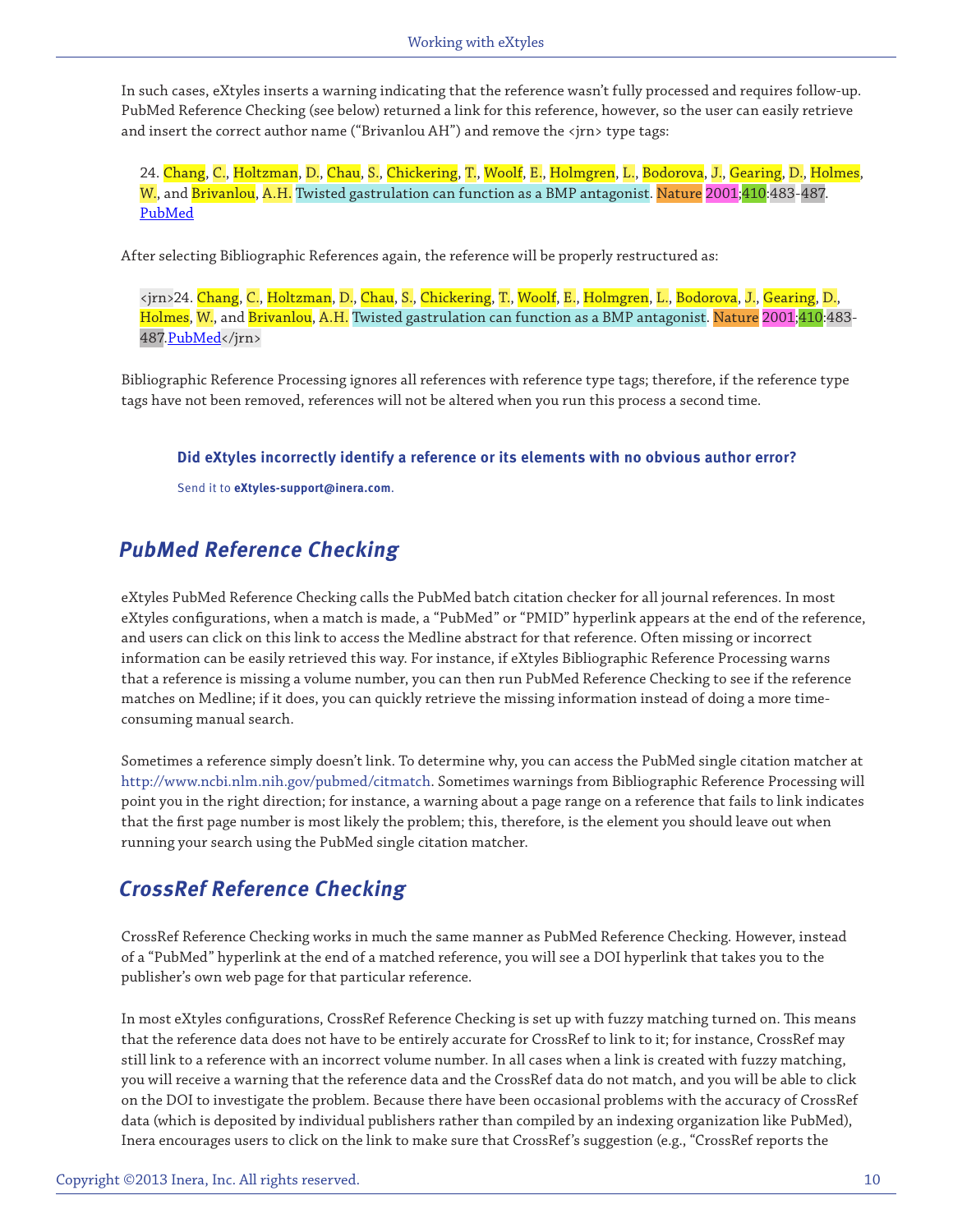In such cases, eXtyles inserts a warning indicating that the reference wasn't fully processed and requires follow-up. PubMed Reference Checking (see below) returned a link for this reference, however, so the user can easily retrieve and insert the correct author name ("Brivanlou AH") and remove the <jrn> type tags:

> 24. Chang, C., Holtzman, D., Chau, S., Chickering, T., Woolf, E., Holmgren, L., Bodorova, J., Gearing, D., Holmes, W., and Brivanlou, A.H. Twisted gastrulation can function as a BMP antagonist. Nature 2001;410:483-487. PubMed

After selecting Bibliographic References again, the reference will be properly restructured as:

> <jrn>24. Chang, C., Holtzman, D., Chau, S., Chickering, T., Woolf, E., Holmgren, L., Bodorova, J., Gearing, D., Holmes, W., and Brivanlou, A.H. Twisted gastrulation can function as a BMP antagonist. Nature 2001;410:483-487.PubMed</jrn>

Bibliographic Reference Processing ignores all references with reference type tags; therefore, if the reference type tags have not been removed, references will not be altered when you run this process a second time.

> **Did eXtyles incorrectly identify a reference or its elements with no obvious author error?**
>
> Send it to **eXtyles-support@inera.com**.

## *PubMed Reference Checking*

eXtyles PubMed Reference Checking calls the PubMed batch citation checker for all journal references. In most eXtyles configurations, when a match is made, a "PubMed" or "PMID" hyperlink appears at the end of the reference, and users can click on this link to access the Medline abstract for that reference. Often missing or incorrect information can be easily retrieved this way. For instance, if eXtyles Bibliographic Reference Processing warns that a reference is missing a volume number, you can then run PubMed Reference Checking to see if the reference matches on Medline; if it does, you can quickly retrieve the missing information instead of doing a more time-consuming manual search.

Sometimes a reference simply doesn't link. To determine why, you can access the PubMed single citation matcher at http://www.ncbi.nlm.nih.gov/pubmed/citmatch. Sometimes warnings from Bibliographic Reference Processing will point you in the right direction; for instance, a warning about a page range on a reference that fails to link indicates that the first page number is most likely the problem; this, therefore, is the element you should leave out when running your search using the PubMed single citation matcher.

## *CrossRef Reference Checking*

CrossRef Reference Checking works in much the same manner as PubMed Reference Checking. However, instead of a "PubMed" hyperlink at the end of a matched reference, you will see a DOI hyperlink that takes you to the publisher's own web page for that particular reference.

In most eXtyles configurations, CrossRef Reference Checking is set up with fuzzy matching turned on. This means that the reference data does not have to be entirely accurate for CrossRef to link to it; for instance, CrossRef may still link to a reference with an incorrect volume number. In all cases when a link is created with fuzzy matching, you will receive a warning that the reference data and the CrossRef data do not match, and you will be able to click on the DOI to investigate the problem. Because there have been occasional problems with the accuracy of CrossRef data (which is deposited by individual publishers rather than compiled by an indexing organization like PubMed), Inera encourages users to click on the link to make sure that CrossRef's suggestion (e.g., "CrossRef reports the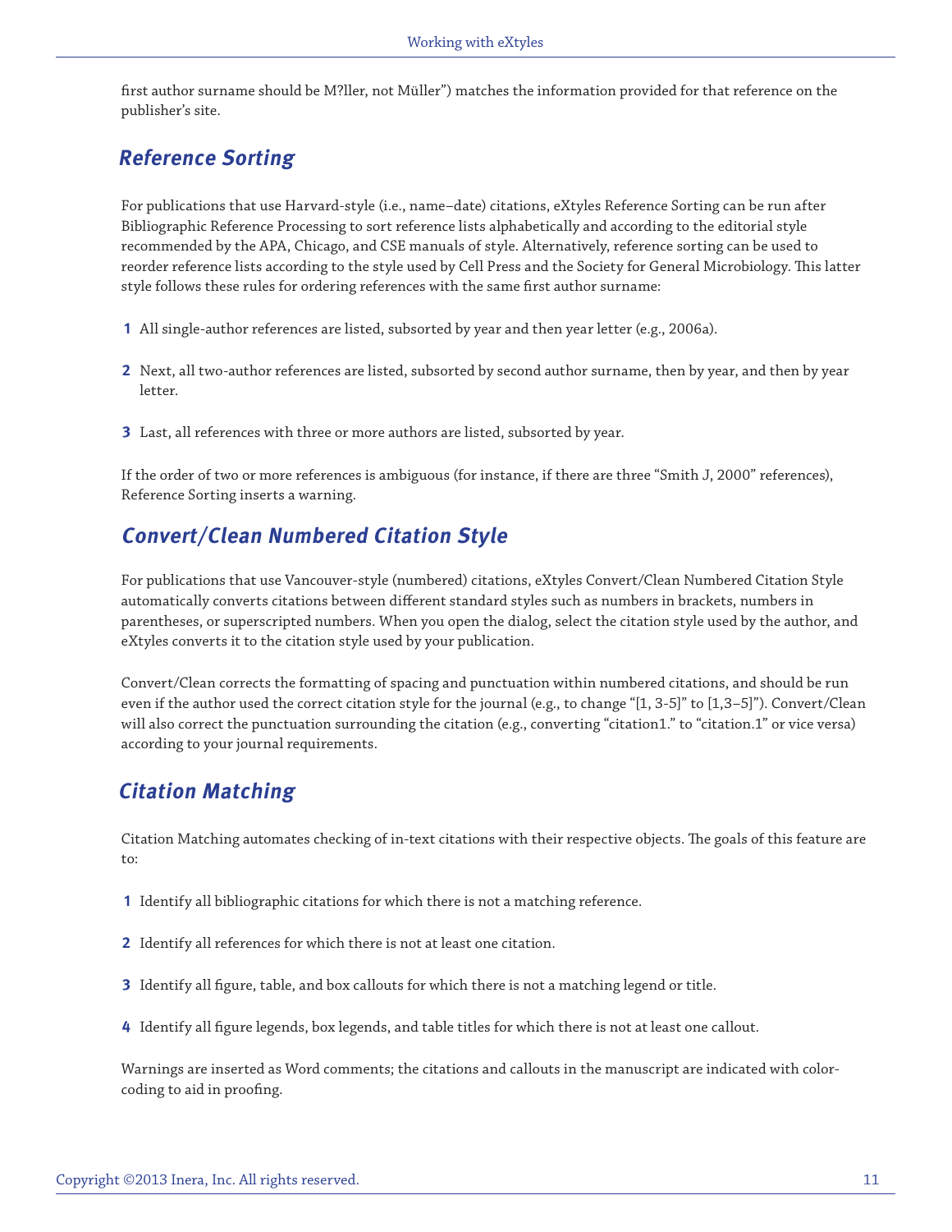first author surname should be M?ller, not Müller") matches the information provided for that reference on the publisher's site.

## Reference Sorting

For publications that use Harvard-style (i.e., name–date) citations, eXtyles Reference Sorting can be run after Bibliographic Reference Processing to sort reference lists alphabetically and according to the editorial style recommended by the APA, Chicago, and CSE manuals of style. Alternatively, reference sorting can be used to reorder reference lists according to the style used by Cell Press and the Society for General Microbiology. This latter style follows these rules for ordering references with the same first author surname:

1. All single-author references are listed, subsorted by year and then year letter (e.g., 2006a).
2. Next, all two-author references are listed, subsorted by second author surname, then by year, and then by year letter.
3. Last, all references with three or more authors are listed, subsorted by year.

If the order of two or more references is ambiguous (for instance, if there are three "Smith J, 2000" references), Reference Sorting inserts a warning.

## Convert/Clean Numbered Citation Style

For publications that use Vancouver-style (numbered) citations, eXtyles Convert/Clean Numbered Citation Style automatically converts citations between different standard styles such as numbers in brackets, numbers in parentheses, or superscripted numbers. When you open the dialog, select the citation style used by the author, and eXtyles converts it to the citation style used by your publication.

Convert/Clean corrects the formatting of spacing and punctuation within numbered citations, and should be run even if the author used the correct citation style for the journal (e.g., to change "[1, 3-5]" to [1,3–5]"). Convert/Clean will also correct the punctuation surrounding the citation (e.g., converting "citation1." to "citation.1" or vice versa) according to your journal requirements.

## Citation Matching

Citation Matching automates checking of in-text citations with their respective objects. The goals of this feature are to:

1. Identify all bibliographic citations for which there is not a matching reference.
2. Identify all references for which there is not at least one citation.
3. Identify all figure, table, and box callouts for which there is not a matching legend or title.
4. Identify all figure legends, box legends, and table titles for which there is not at least one callout.

Warnings are inserted as Word comments; the citations and callouts in the manuscript are indicated with color-coding to aid in proofing.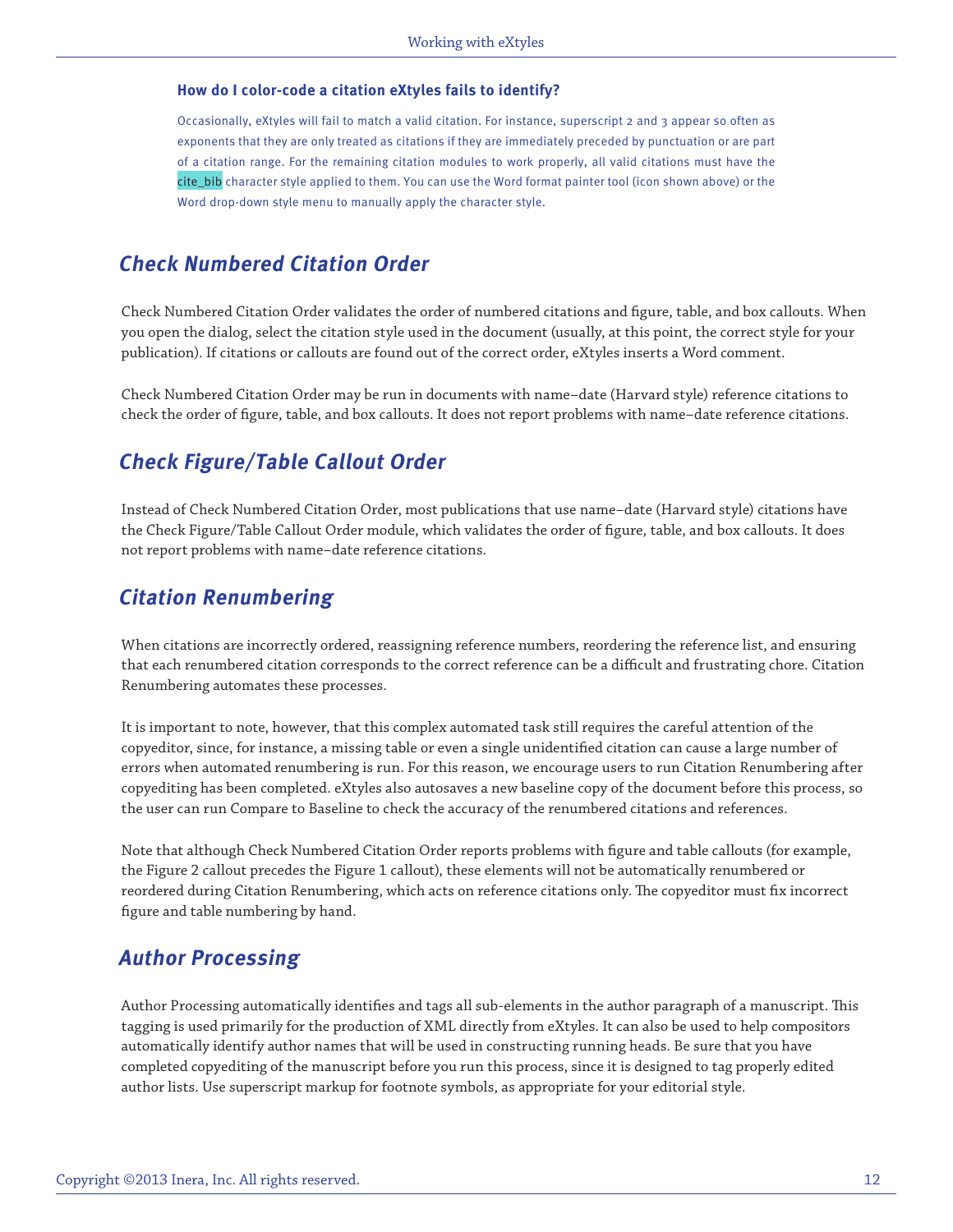### How do I color-code a citation eXtyles fails to identify?

Occasionally, eXtyles will fail to match a valid citation. For instance, superscript 2 and 3 appear so often as exponents that they are only treated as citations if they are immediately preceded by punctuation or are part of a citation range. For the remaining citation modules to work properly, all valid citations must have the cite_bib character style applied to them. You can use the Word format painter tool (icon shown above) or the Word drop-down style menu to manually apply the character style.

## *Check Numbered Citation Order*

Check Numbered Citation Order validates the order of numbered citations and figure, table, and box callouts. When you open the dialog, select the citation style used in the document (usually, at this point, the correct style for your publication). If citations or callouts are found out of the correct order, eXtyles inserts a Word comment.

Check Numbered Citation Order may be run in documents with name–date (Harvard style) reference citations to check the order of figure, table, and box callouts. It does not report problems with name–date reference citations.

## *Check Figure/Table Callout Order*

Instead of Check Numbered Citation Order, most publications that use name–date (Harvard style) citations have the Check Figure/Table Callout Order module, which validates the order of figure, table, and box callouts. It does not report problems with name–date reference citations.

## *Citation Renumbering*

When citations are incorrectly ordered, reassigning reference numbers, reordering the reference list, and ensuring that each renumbered citation corresponds to the correct reference can be a difficult and frustrating chore. Citation Renumbering automates these processes.

It is important to note, however, that this complex automated task still requires the careful attention of the copyeditor, since, for instance, a missing table or even a single unidentified citation can cause a large number of errors when automated renumbering is run. For this reason, we encourage users to run Citation Renumbering after copyediting has been completed. eXtyles also autosaves a new baseline copy of the document before this process, so the user can run Compare to Baseline to check the accuracy of the renumbered citations and references.

Note that although Check Numbered Citation Order reports problems with figure and table callouts (for example, the Figure 2 callout precedes the Figure 1 callout), these elements will not be automatically renumbered or reordered during Citation Renumbering, which acts on reference citations only. The copyeditor must fix incorrect figure and table numbering by hand.

## *Author Processing*

Author Processing automatically identifies and tags all sub-elements in the author paragraph of a manuscript. This tagging is used primarily for the production of XML directly from eXtyles. It can also be used to help compositors automatically identify author names that will be used in constructing running heads. Be sure that you have completed copyediting of the manuscript before you run this process, since it is designed to tag properly edited author lists. Use superscript markup for footnote symbols, as appropriate for your editorial style.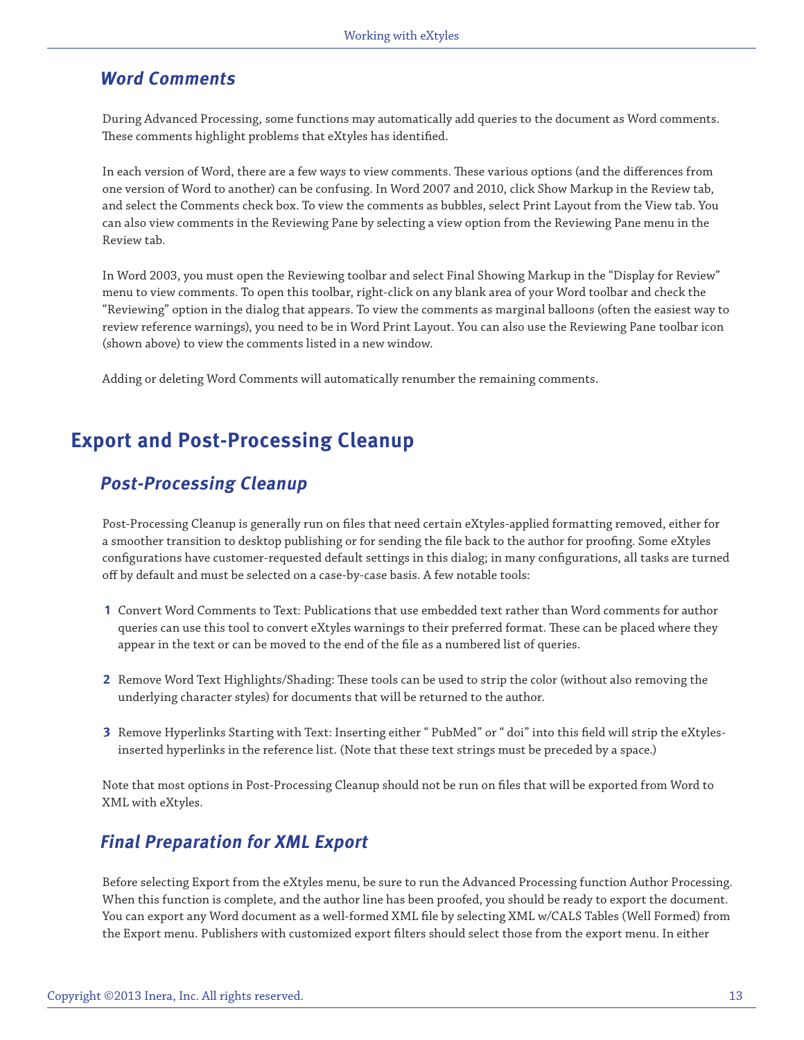### *Word Comments*

During Advanced Processing, some functions may automatically add queries to the document as Word comments. These comments highlight problems that eXtyles has identified.

In each version of Word, there are a few ways to view comments. These various options (and the differences from one version of Word to another) can be confusing. In Word 2007 and 2010, click Show Markup in the Review tab, and select the Comments check box. To view the comments as bubbles, select Print Layout from the View tab. You can also view comments in the Reviewing Pane by selecting a view option from the Reviewing Pane menu in the Review tab.

In Word 2003, you must open the Reviewing toolbar and select Final Showing Markup in the "Display for Review" menu to view comments. To open this toolbar, right-click on any blank area of your Word toolbar and check the "Reviewing" option in the dialog that appears. To view the comments as marginal balloons (often the easiest way to review reference warnings), you need to be in Word Print Layout. You can also use the Reviewing Pane toolbar icon (shown above) to view the comments listed in a new window.

Adding or deleting Word Comments will automatically renumber the remaining comments.

## Export and Post-Processing Cleanup

### *Post-Processing Cleanup*

Post-Processing Cleanup is generally run on files that need certain eXtyles-applied formatting removed, either for a smoother transition to desktop publishing or for sending the file back to the author for proofing. Some eXtyles configurations have customer-requested default settings in this dialog; in many configurations, all tasks are turned off by default and must be selected on a case-by-case basis. A few notable tools:

1. Convert Word Comments to Text: Publications that use embedded text rather than Word comments for author queries can use this tool to convert eXtyles warnings to their preferred format. These can be placed where they appear in the text or can be moved to the end of the file as a numbered list of queries.
2. Remove Word Text Highlights/Shading: These tools can be used to strip the color (without also removing the underlying character styles) for documents that will be returned to the author.
3. Remove Hyperlinks Starting with Text: Inserting either " PubMed" or " doi" into this field will strip the eXtyles-inserted hyperlinks in the reference list. (Note that these text strings must be preceded by a space.)

Note that most options in Post-Processing Cleanup should not be run on files that will be exported from Word to XML with eXtyles.

### *Final Preparation for XML Export*

Before selecting Export from the eXtyles menu, be sure to run the Advanced Processing function Author Processing. When this function is complete, and the author line has been proofed, you should be ready to export the document. You can export any Word document as a well-formed XML file by selecting XML w/CALS Tables (Well Formed) from the Export menu. Publishers with customized export filters should select those from the export menu. In either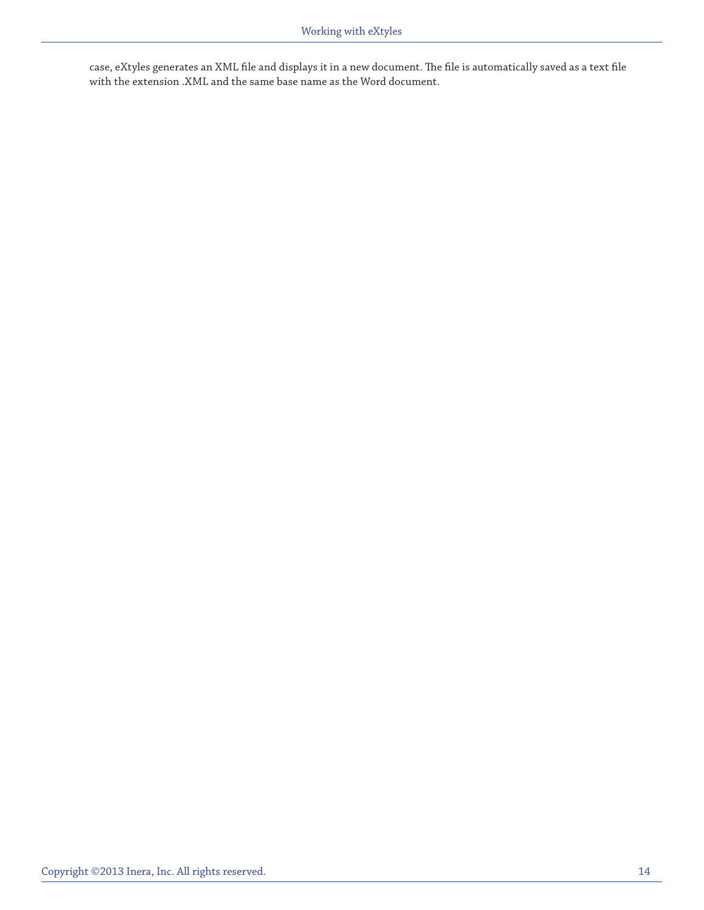case, eXtyles generates an XML file and displays it in a new document. The file is automatically saved as a text file with the extension .XML and the same base name as the Word document.